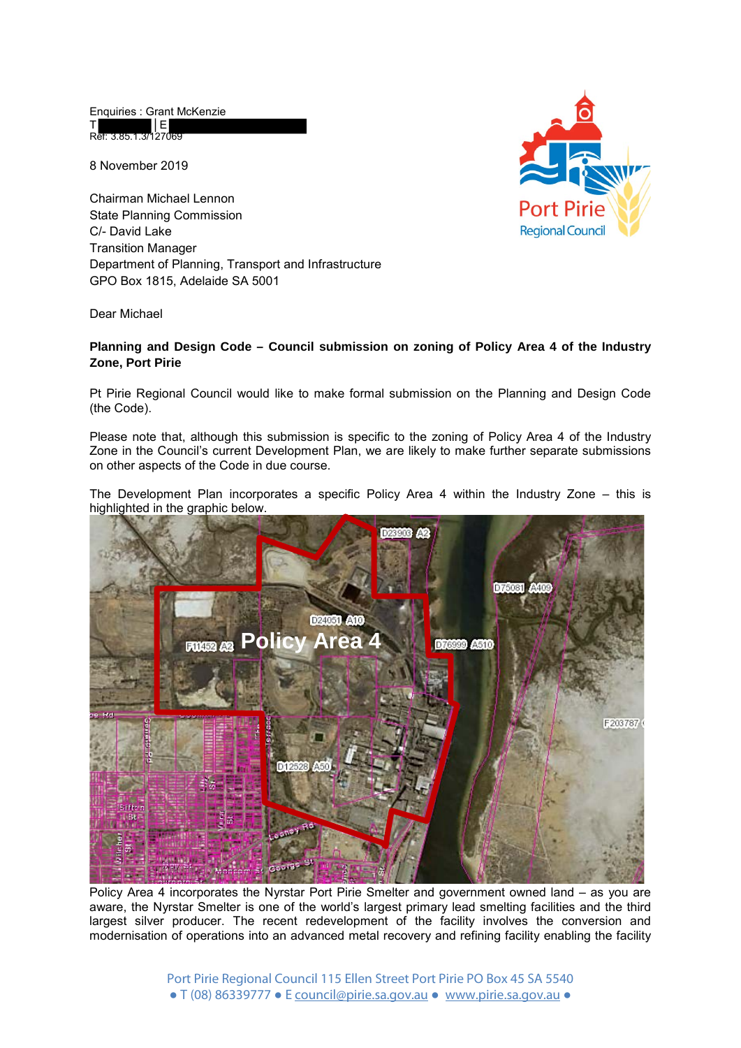Enquiries : Grant McKenzie
T | E
Ref: 3.85.1.3/127069

8 November 2019

Chairman Michael Lennon
State Planning Commission
C/- David Lake
Transition Manager
Department of Planning, Transport and Infrastructure
GPO Box 1815, Adelaide SA 5001

Dear Michael

**Planning and Design Code – Council submission on zoning of Policy Area 4 of the Industry Zone, Port Pirie**

Pt Pirie Regional Council would like to make formal submission on the Planning and Design Code (the Code).

Please note that, although this submission is specific to the zoning of Policy Area 4 of the Industry Zone in the Council's current Development Plan, we are likely to make further separate submissions on other aspects of the Code in due course.

The Development Plan incorporates a specific Policy Area 4 within the Industry Zone – this is highlighted in the graphic below.

Policy Area 4 incorporates the Nyrstar Port Pirie Smelter and government owned land – as you are aware, the Nyrstar Smelter is one of the world's largest primary lead smelting facilities and the third largest silver producer. The recent redevelopment of the facility involves the conversion and modernisation of operations into an advanced metal recovery and refining facility enabling the facility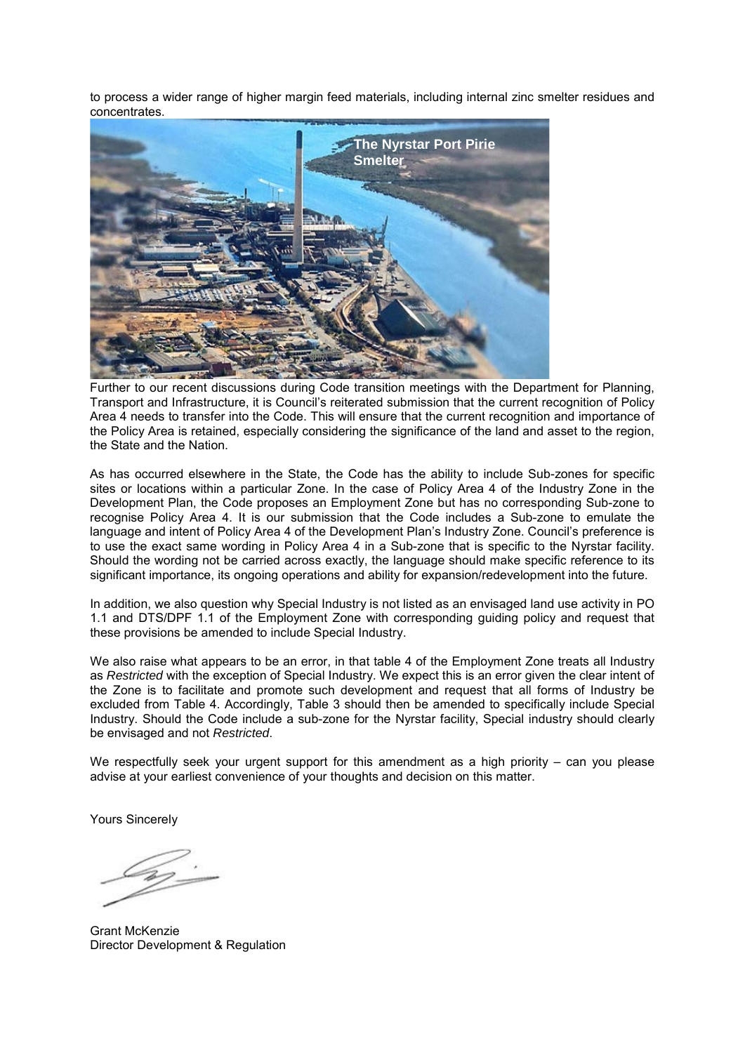to process a wider range of higher margin feed materials, including internal zinc smelter residues and concentrates.

Further to our recent discussions during Code transition meetings with the Department for Planning, Transport and Infrastructure, it is Council's reiterated submission that the current recognition of Policy Area 4 needs to transfer into the Code. This will ensure that the current recognition and importance of the Policy Area is retained, especially considering the significance of the land and asset to the region, the State and the Nation.

As has occurred elsewhere in the State, the Code has the ability to include Sub-zones for specific sites or locations within a particular Zone. In the case of Policy Area 4 of the Industry Zone in the Development Plan, the Code proposes an Employment Zone but has no corresponding Sub-zone to recognise Policy Area 4. It is our submission that the Code includes a Sub-zone to emulate the language and intent of Policy Area 4 of the Development Plan's Industry Zone. Council's preference is to use the exact same wording in Policy Area 4 in a Sub-zone that is specific to the Nyrstar facility. Should the wording not be carried across exactly, the language should make specific reference to its significant importance, its ongoing operations and ability for expansion/redevelopment into the future.

In addition, we also question why Special Industry is not listed as an envisaged land use activity in PO 1.1 and DTS/DPF 1.1 of the Employment Zone with corresponding guiding policy and request that these provisions be amended to include Special Industry.

We also raise what appears to be an error, in that table 4 of the Employment Zone treats all Industry as *Restricted* with the exception of Special Industry. We expect this is an error given the clear intent of the Zone is to facilitate and promote such development and request that all forms of Industry be excluded from Table 4. Accordingly, Table 3 should then be amended to specifically include Special Industry. Should the Code include a sub-zone for the Nyrstar facility, Special industry should clearly be envisaged and not *Restricted*.

We respectfully seek your urgent support for this amendment as a high priority – can you please advise at your earliest convenience of your thoughts and decision on this matter.

Yours Sincerely

Grant McKenzie
Director Development & Regulation